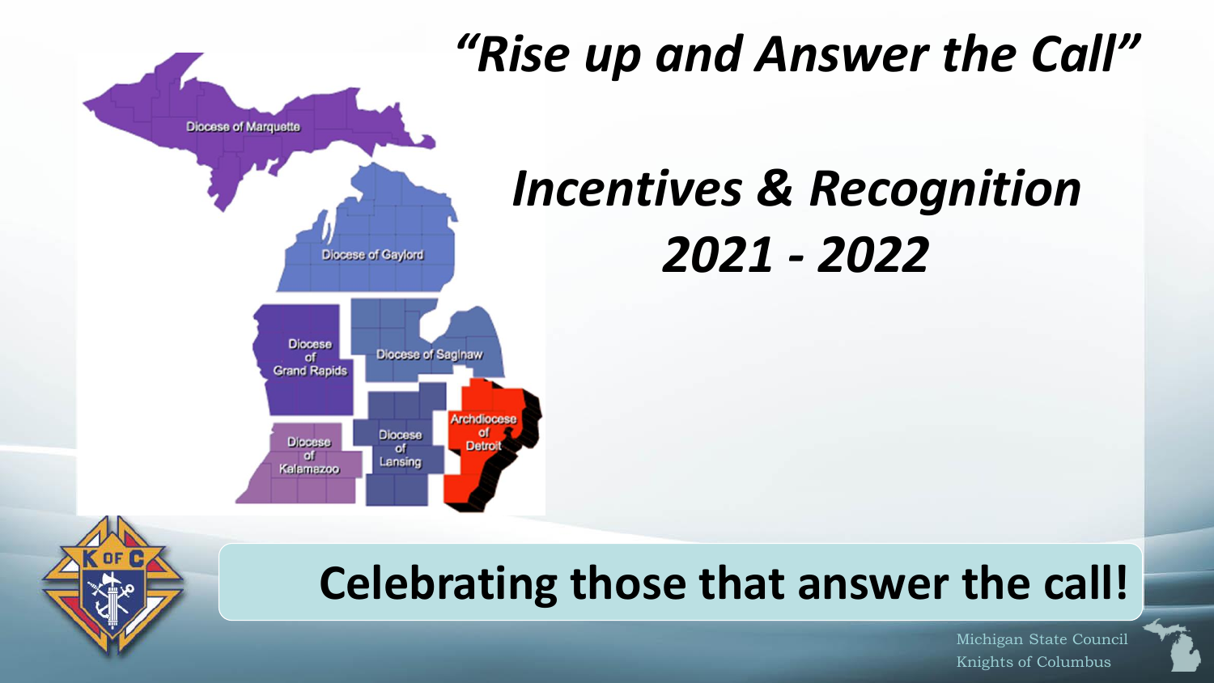# *"Rise up and Answer the Call"*

## *Incentives & Recognition 2021 - 2022*

Diocese of Marquette

Diocese of Gaylord

Diocese of Grand Rapids

Diocese of Saginaw

Diocese of Kalamazoo

Diocese of Lansing

Archdiocese of Detroit

**Celebrating those that answer the call!**

Michigan State Council
Knights of Columbus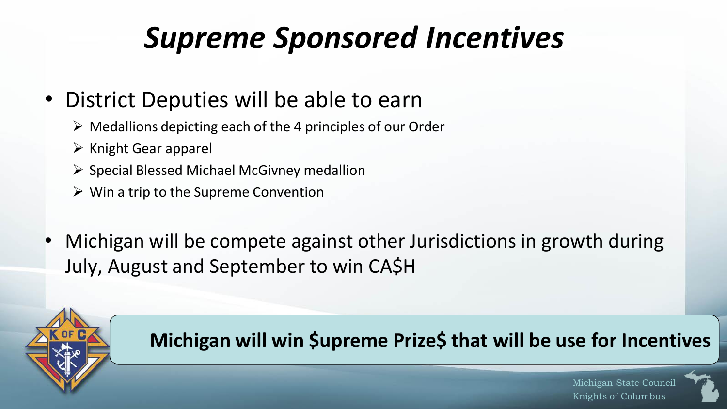# *Supreme Sponsored Incentives*

- District Deputies will be able to earn
  - Medallions depicting each of the 4 principles of our Order
  - Knight Gear apparel
  - Special Blessed Michael McGivney medallion
  - Win a trip to the Supreme Convention
- Michigan will be compete against other Jurisdictions in growth during July, August and September to win CA$H

**Michigan will win $upreme Prize$ that will be use for Incentives**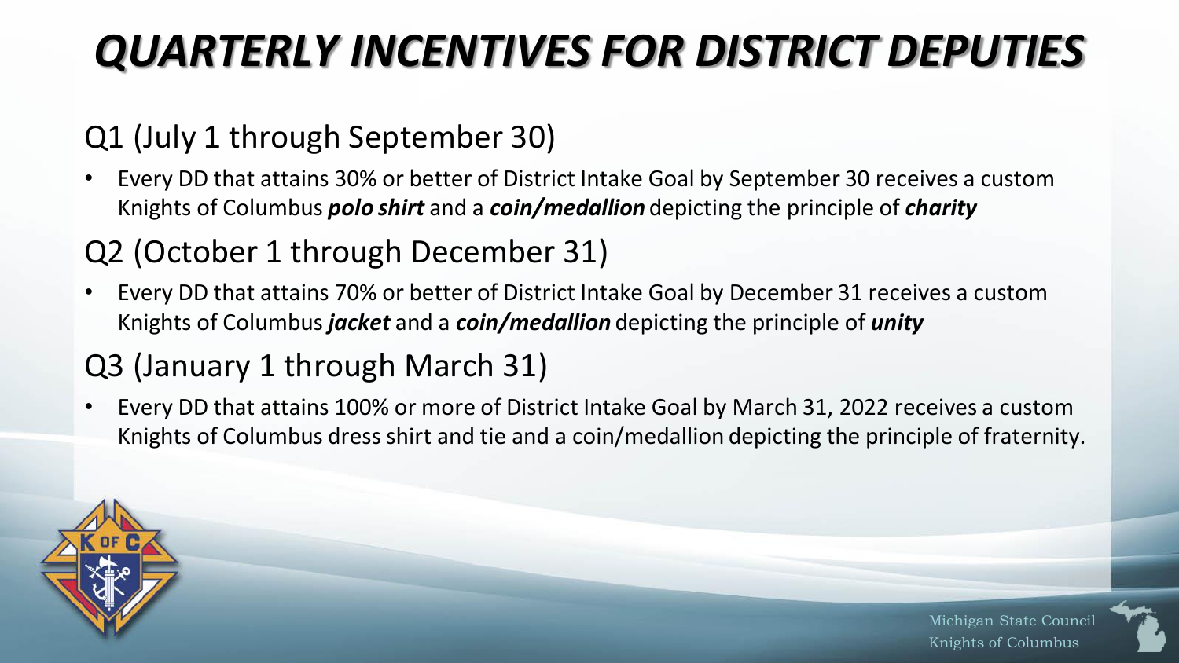# *QUARTERLY INCENTIVES FOR DISTRICT DEPUTIES*

## Q1 (July 1 through September 30)

- Every DD that attains 30% or better of District Intake Goal by September 30 receives a custom Knights of Columbus ***polo shirt*** and a ***coin/medallion*** depicting the principle of ***charity***

## Q2 (October 1 through December 31)

- Every DD that attains 70% or better of District Intake Goal by December 31 receives a custom Knights of Columbus ***jacket*** and a ***coin/medallion*** depicting the principle of ***unity***

## Q3 (January 1 through March 31)

- Every DD that attains 100% or more of District Intake Goal by March 31, 2022 receives a custom Knights of Columbus dress shirt and tie and a coin/medallion depicting the principle of fraternity.

Michigan State Council
Knights of Columbus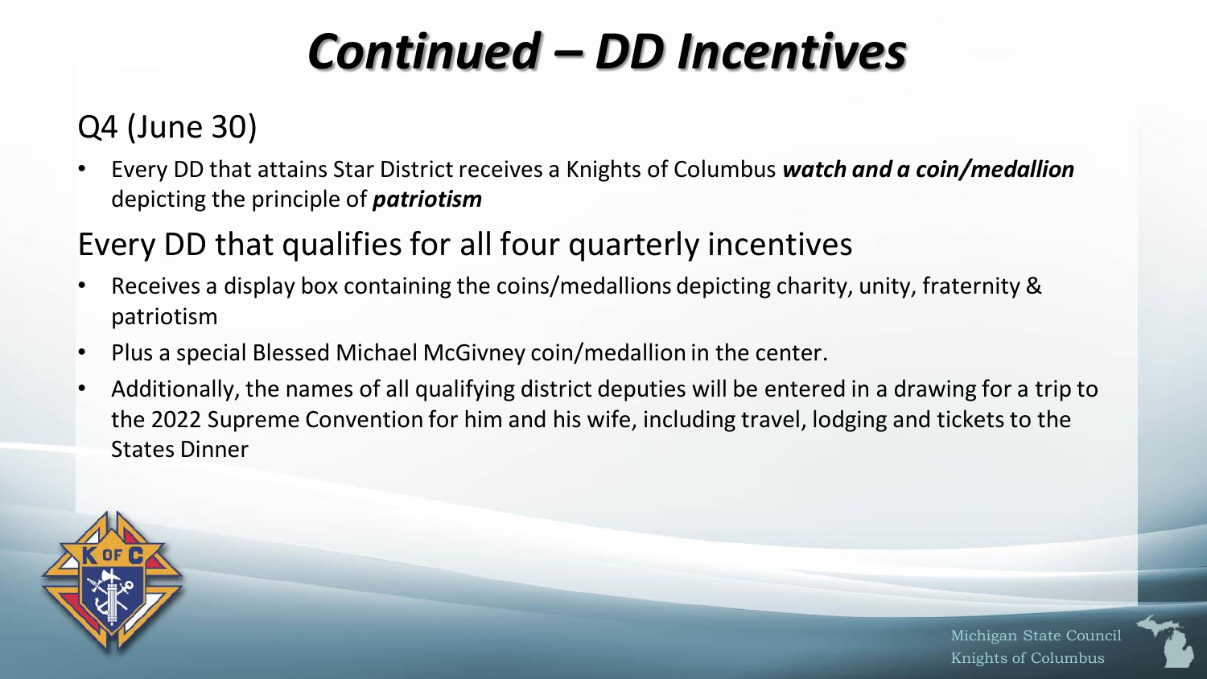# *Continued – DD Incentives*

## Q4 (June 30)

- Every DD that attains Star District receives a Knights of Columbus ***watch and a coin/medallion*** depicting the principle of ***patriotism***

## Every DD that qualifies for all four quarterly incentives

- Receives a display box containing the coins/medallions depicting charity, unity, fraternity & patriotism
- Plus a special Blessed Michael McGivney coin/medallion in the center.
- Additionally, the names of all qualifying district deputies will be entered in a drawing for a trip to the 2022 Supreme Convention for him and his wife, including travel, lodging and tickets to the States Dinner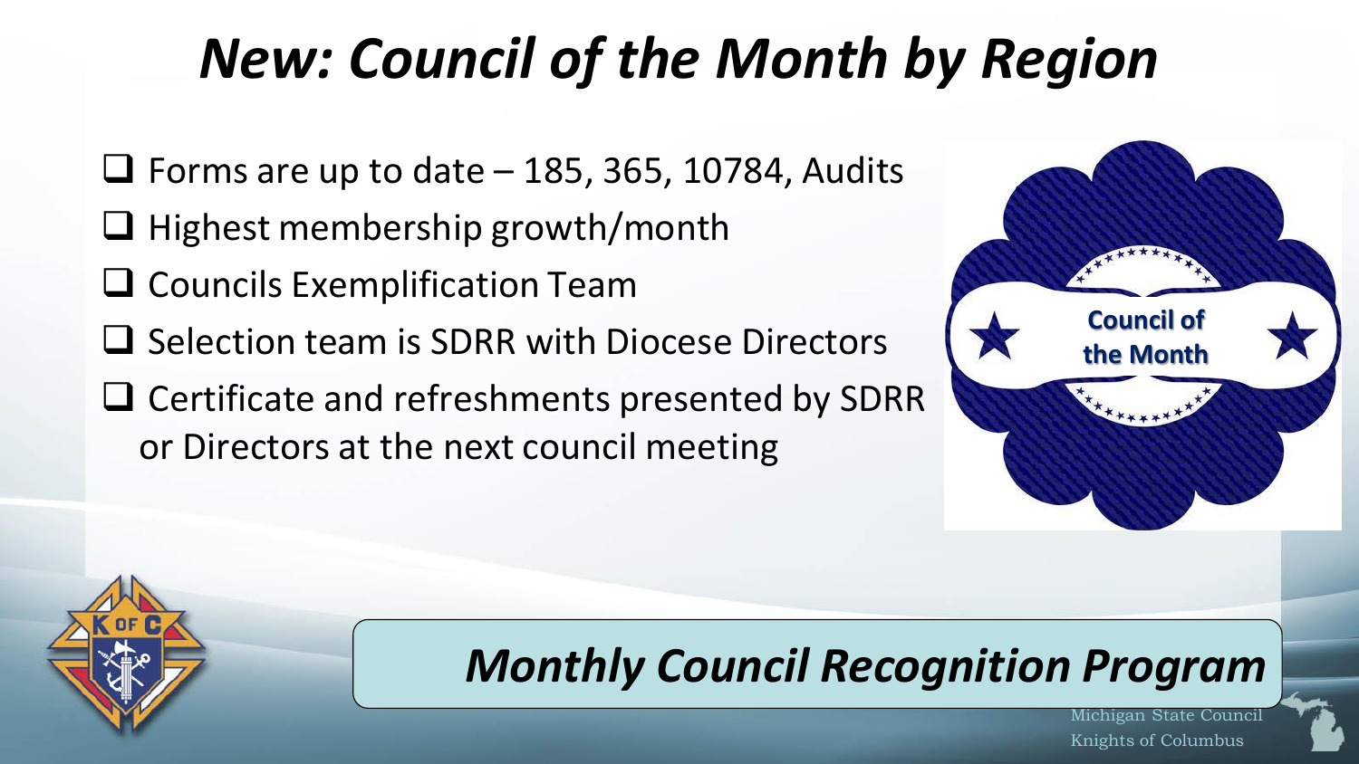# *New: Council of the Month by Region*

- [ ] Forms are up to date – 185, 365, 10784, Audits
- [ ] Highest membership growth/month
- [ ] Councils Exemplification Team
- [ ] Selection team is SDRR with Diocese Directors
- [ ] Certificate and refreshments presented by SDRR or Directors at the next council meeting

Council of the Month

## *Monthly Council Recognition Program*

Michigan State Council
Knights of Columbus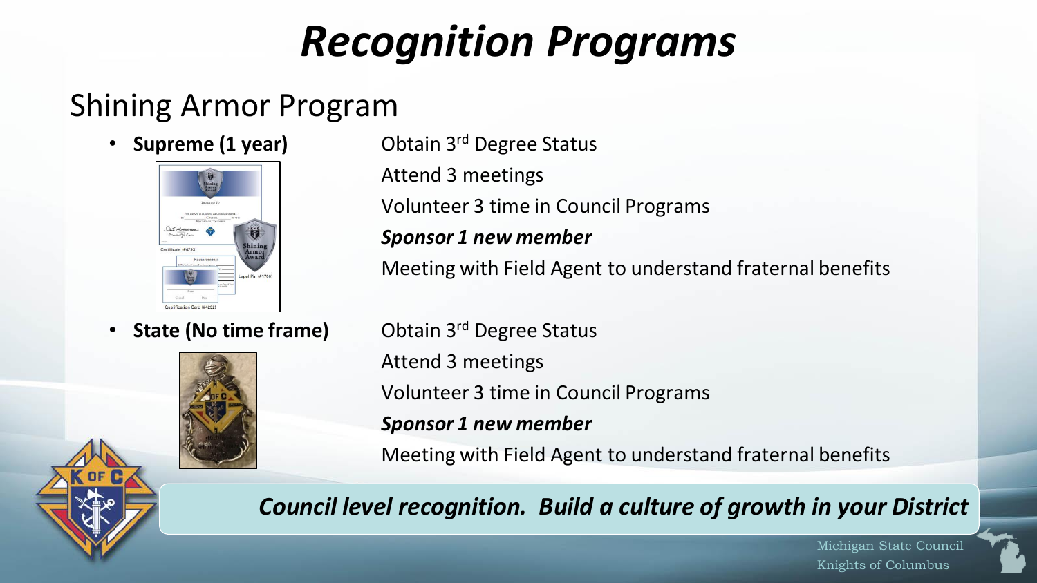# *Recognition Programs*

## Shining Armor Program

- **Supreme (1 year)**

  Obtain 3rd Degree Status

  Attend 3 meetings

  Volunteer 3 time in Council Programs

  ***Sponsor 1 new member***

  Meeting with Field Agent to understand fraternal benefits

- **State (No time frame)**

  Obtain 3rd Degree Status

  Attend 3 meetings

  Volunteer 3 time in Council Programs

  ***Sponsor 1 new member***

  Meeting with Field Agent to understand fraternal benefits

***Council level recognition. Build a culture of growth in your District***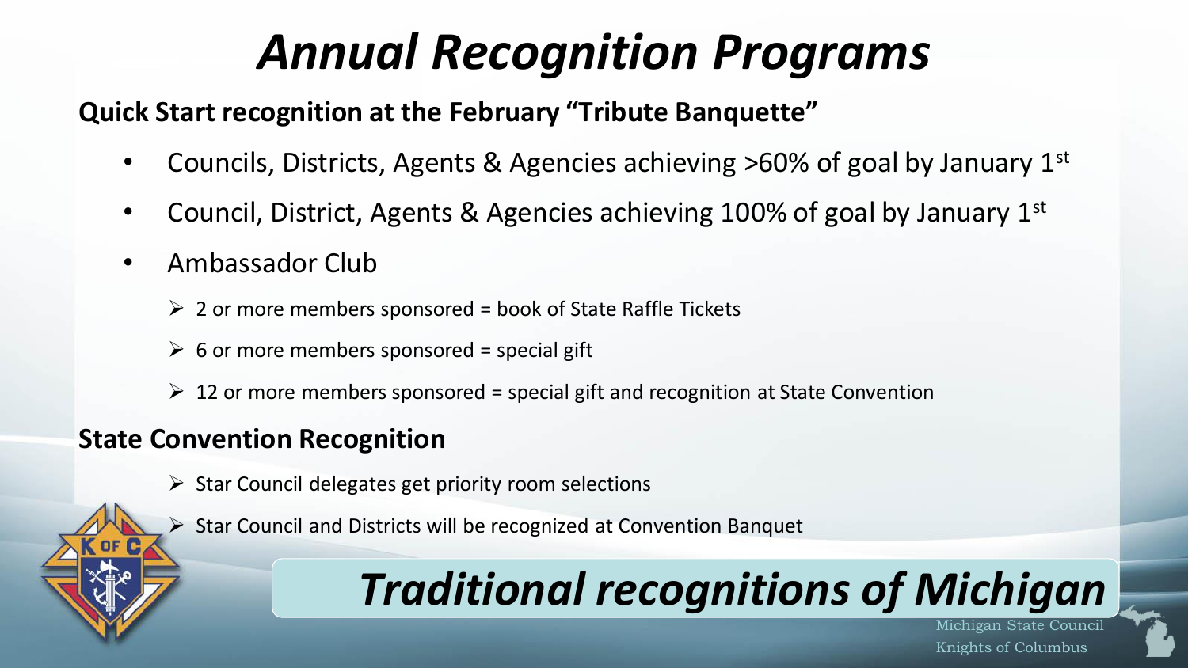# *Annual Recognition Programs*

**Quick Start recognition at the February "Tribute Banquette"**

- Councils, Districts, Agents & Agencies achieving >60% of goal by January 1st
- Council, District, Agents & Agencies achieving 100% of goal by January 1st
- Ambassador Club
  - 2 or more members sponsored = book of State Raffle Tickets
  - 6 or more members sponsored = special gift
  - 12 or more members sponsored = special gift and recognition at State Convention

**State Convention Recognition**

- Star Council delegates get priority room selections
- Star Council and Districts will be recognized at Convention Banquet

## *Traditional recognitions of Michigan*

Michigan State Council
Knights of Columbus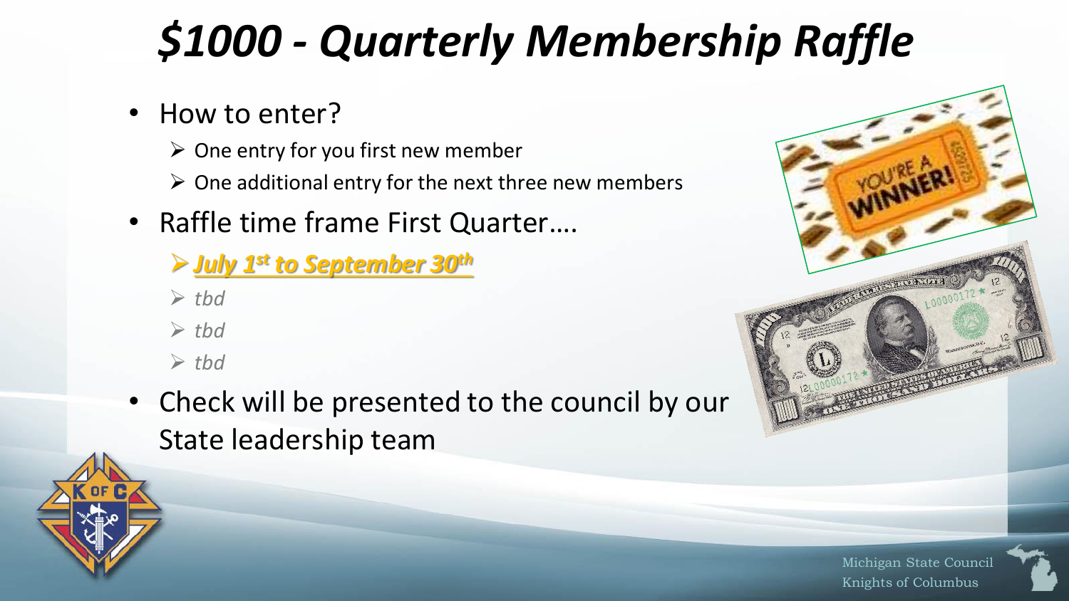# $1000 - Quarterly Membership Raffle

- How to enter?
  - One entry for you first new member
  - One additional entry for the next three new members
- Raffle time frame First Quarter….
  - ***July 1st to September 30th***
  - *tbd*
  - *tbd*
  - *tbd*
- Check will be presented to the council by our State leadership team

Michigan State Council
Knights of Columbus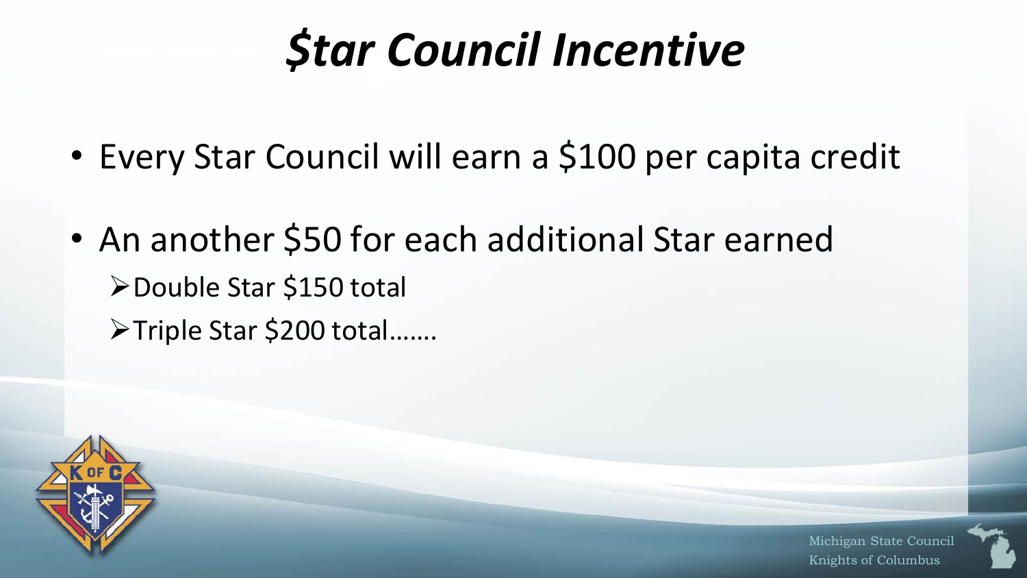# *$tar Council Incentive*

- Every Star Council will earn a $100 per capita credit
- An another $50 for each additional Star earned
  - Double Star $150 total
  - Triple Star $200 total…….

Michigan State Council
Knights of Columbus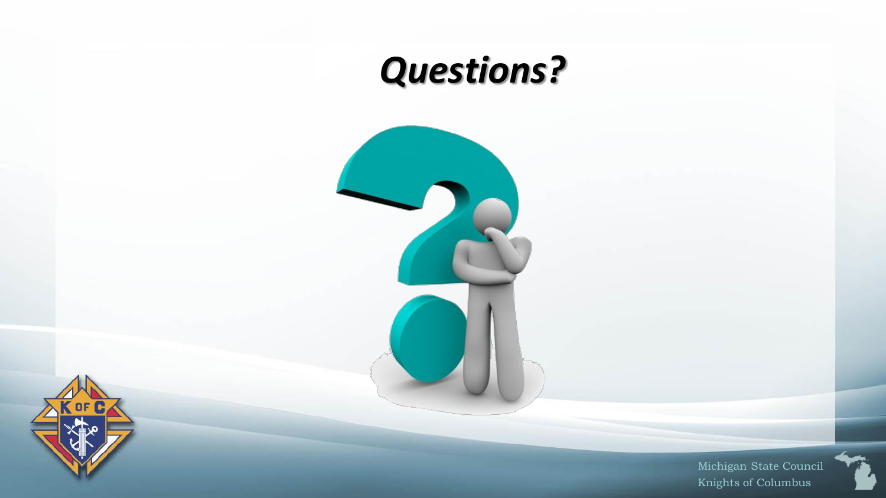# *Questions?*

Michigan State Council
Knights of Columbus